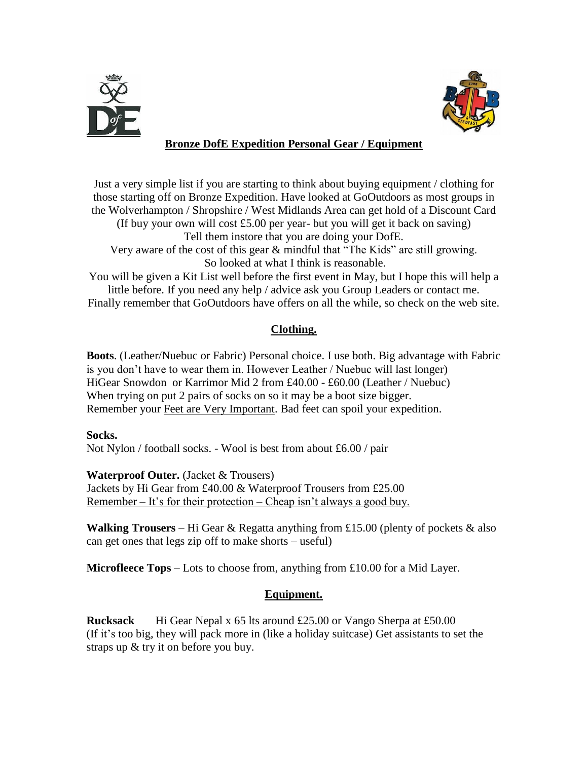## Bronze DofE Expedition Personal Gear / Equipment

Just a very simple list if you are starting to think about buying equipment / clothing for those starting off on Bronze Expedition. Have looked at GoOutdoors as most groups in the Wolverhampton / Shropshire / West Midlands Area can get hold of a Discount Card (If buy your own will cost £5.00 per year- but you will get it back on saving) Tell them instore that you are doing your DofE.
Very aware of the cost of this gear & mindful that "The Kids" are still growing. So looked at what I think is reasonable.
You will be given a Kit List well before the first event in May, but I hope this will help a little before. If you need any help / advice ask you Group Leaders or contact me.
Finally remember that GoOutdoors have offers on all the while, so check on the web site.

### Clothing.

**Boots**. (Leather/Nuebuc or Fabric) Personal choice. I use both. Big advantage with Fabric is you don't have to wear them in. However Leather / Nuebuc will last longer)
HiGear Snowdon or Karrimor Mid 2 from £40.00 - £60.00 (Leather / Nuebuc)
When trying on put 2 pairs of socks on so it may be a boot size bigger.
Remember your Feet are Very Important. Bad feet can spoil your expedition.

**Socks.**
Not Nylon / football socks. - Wool is best from about £6.00 / pair

**Waterproof Outer.** (Jacket & Trousers)
Jackets by Hi Gear from £40.00 & Waterproof Trousers from £25.00
Remember – It's for their protection – Cheap isn't always a good buy.

**Walking Trousers** – Hi Gear & Regatta anything from £15.00 (plenty of pockets & also can get ones that legs zip off to make shorts – useful)

**Microfleece Tops** – Lots to choose from, anything from £10.00 for a Mid Layer.

### Equipment.

**Rucksack** Hi Gear Nepal x 65 lts around £25.00 or Vango Sherpa at £50.00
(If it's too big, they will pack more in (like a holiday suitcase) Get assistants to set the straps up & try it on before you buy.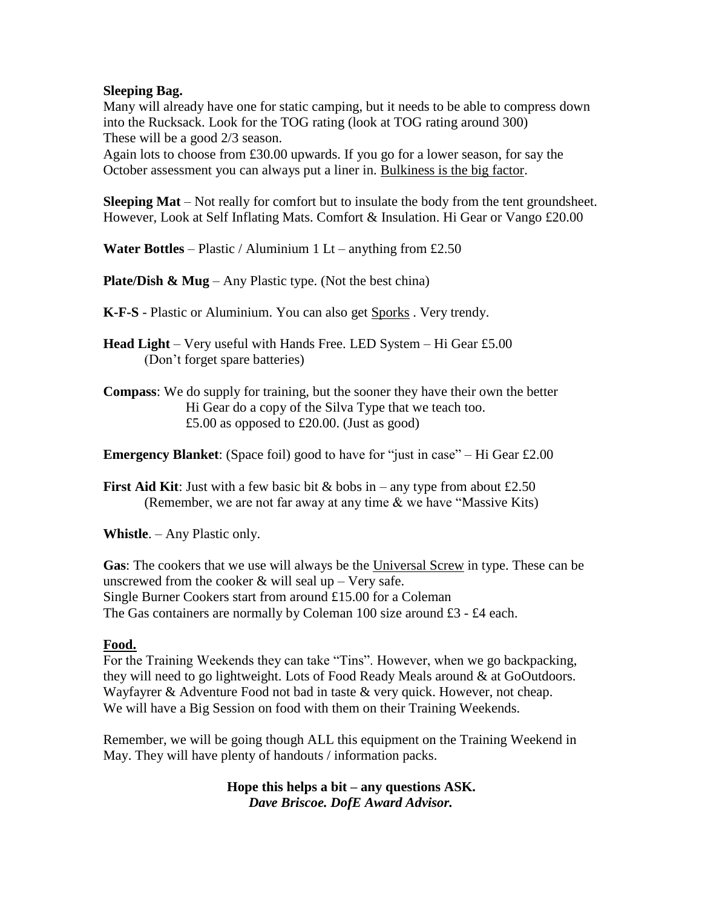**Sleeping Bag.**
Many will already have one for static camping, but it needs to be able to compress down into the Rucksack. Look for the TOG rating (look at TOG rating around 300)
These will be a good 2/3 season.
Again lots to choose from £30.00 upwards. If you go for a lower season, for say the October assessment you can always put a liner in. <u>Bulkiness is the big factor</u>.

**Sleeping Mat** – Not really for comfort but to insulate the body from the tent groundsheet. However, Look at Self Inflating Mats. Comfort & Insulation. Hi Gear or Vango £20.00

**Water Bottles** – Plastic / Aluminium 1 Lt – anything from £2.50

**Plate/Dish & Mug** – Any Plastic type. (Not the best china)

**K-F-S** - Plastic or Aluminium. You can also get <u>Sporks</u> . Very trendy.

**Head Light** – Very useful with Hands Free. LED System – Hi Gear £5.00
(Don't forget spare batteries)

**Compass**: We do supply for training, but the sooner they have their own the better
Hi Gear do a copy of the Silva Type that we teach too.
£5.00 as opposed to £20.00. (Just as good)

**Emergency Blanket**: (Space foil) good to have for "just in case" – Hi Gear £2.00

**First Aid Kit**: Just with a few basic bit & bobs in – any type from about £2.50
(Remember, we are not far away at any time & we have "Massive Kits)

**Whistle**. – Any Plastic only.

**Gas**: The cookers that we use will always be the <u>Universal Screw</u> in type. These can be unscrewed from the cooker & will seal up – Very safe.
Single Burner Cookers start from around £15.00 for a Coleman
The Gas containers are normally by Coleman 100 size around £3 - £4 each.

**<u>Food.</u>**
For the Training Weekends they can take "Tins". However, when we go backpacking, they will need to go lightweight. Lots of Food Ready Meals around & at GoOutdoors. Wayfayrer & Adventure Food not bad in taste & very quick. However, not cheap. We will have a Big Session on food with them on their Training Weekends.

Remember, we will be going though ALL this equipment on the Training Weekend in May. They will have plenty of handouts / information packs.

**Hope this helps a bit – any questions ASK.**
***Dave Briscoe. DofE Award Advisor.***